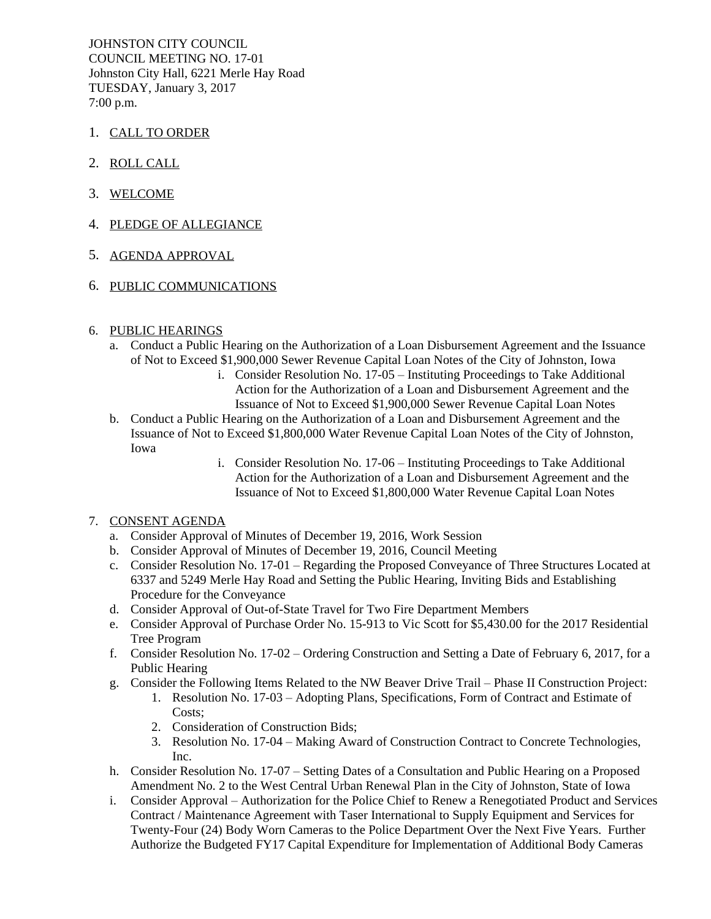JOHNSTON CITY COUNCIL
COUNCIL MEETING NO. 17-01
Johnston City Hall, 6221 Merle Hay Road
TUESDAY, January 3, 2017
7:00 p.m.

1. CALL TO ORDER

2. ROLL CALL

3. WELCOME

4. PLEDGE OF ALLEGIANCE

5. AGENDA APPROVAL

6. PUBLIC COMMUNICATIONS

6. PUBLIC HEARINGS
   a. Conduct a Public Hearing on the Authorization of a Loan Disbursement Agreement and the Issuance of Not to Exceed $1,900,000 Sewer Revenue Capital Loan Notes of the City of Johnston, Iowa
      i. Consider Resolution No. 17-05 – Instituting Proceedings to Take Additional Action for the Authorization of a Loan and Disbursement Agreement and the Issuance of Not to Exceed $1,900,000 Sewer Revenue Capital Loan Notes
   b. Conduct a Public Hearing on the Authorization of a Loan and Disbursement Agreement and the Issuance of Not to Exceed $1,800,000 Water Revenue Capital Loan Notes of the City of Johnston, Iowa
      i. Consider Resolution No. 17-06 – Instituting Proceedings to Take Additional Action for the Authorization of a Loan and Disbursement Agreement and the Issuance of Not to Exceed $1,800,000 Water Revenue Capital Loan Notes

7. CONSENT AGENDA
   a. Consider Approval of Minutes of December 19, 2016, Work Session
   b. Consider Approval of Minutes of December 19, 2016, Council Meeting
   c. Consider Resolution No. 17-01 – Regarding the Proposed Conveyance of Three Structures Located at 6337 and 5249 Merle Hay Road and Setting the Public Hearing, Inviting Bids and Establishing Procedure for the Conveyance
   d. Consider Approval of Out-of-State Travel for Two Fire Department Members
   e. Consider Approval of Purchase Order No. 15-913 to Vic Scott for $5,430.00 for the 2017 Residential Tree Program
   f. Consider Resolution No. 17-02 – Ordering Construction and Setting a Date of February 6, 2017, for a Public Hearing
   g. Consider the Following Items Related to the NW Beaver Drive Trail – Phase II Construction Project:
      1. Resolution No. 17-03 – Adopting Plans, Specifications, Form of Contract and Estimate of Costs;
      2. Consideration of Construction Bids;
      3. Resolution No. 17-04 – Making Award of Construction Contract to Concrete Technologies, Inc.
   h. Consider Resolution No. 17-07 – Setting Dates of a Consultation and Public Hearing on a Proposed Amendment No. 2 to the West Central Urban Renewal Plan in the City of Johnston, State of Iowa
   i. Consider Approval – Authorization for the Police Chief to Renew a Renegotiated Product and Services Contract / Maintenance Agreement with Taser International to Supply Equipment and Services for Twenty-Four (24) Body Worn Cameras to the Police Department Over the Next Five Years. Further Authorize the Budgeted FY17 Capital Expenditure for Implementation of Additional Body Cameras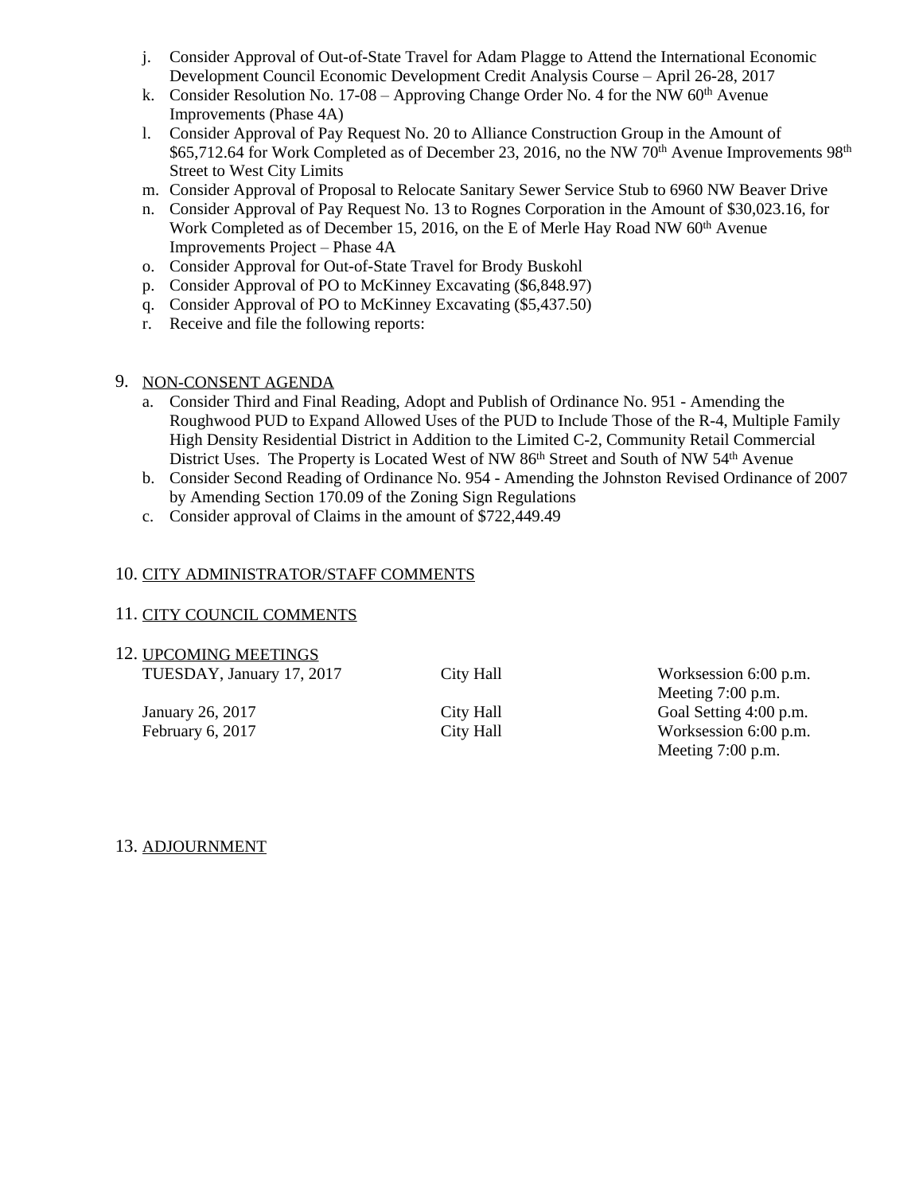j. Consider Approval of Out-of-State Travel for Adam Plagge to Attend the International Economic Development Council Economic Development Credit Analysis Course – April 26-28, 2017
k. Consider Resolution No. 17-08 – Approving Change Order No. 4 for the NW 60th Avenue Improvements (Phase 4A)
l. Consider Approval of Pay Request No. 20 to Alliance Construction Group in the Amount of $65,712.64 for Work Completed as of December 23, 2016, no the NW 70th Avenue Improvements 98th Street to West City Limits
m. Consider Approval of Proposal to Relocate Sanitary Sewer Service Stub to 6960 NW Beaver Drive
n. Consider Approval of Pay Request No. 13 to Rognes Corporation in the Amount of $30,023.16, for Work Completed as of December 15, 2016, on the E of Merle Hay Road NW 60th Avenue Improvements Project – Phase 4A
o. Consider Approval for Out-of-State Travel for Brody Buskohl
p. Consider Approval of PO to McKinney Excavating ($6,848.97)
q. Consider Approval of PO to McKinney Excavating ($5,437.50)
r. Receive and file the following reports:

9. NON-CONSENT AGENDA
   a. Consider Third and Final Reading, Adopt and Publish of Ordinance No. 951 - Amending the Roughwood PUD to Expand Allowed Uses of the PUD to Include Those of the R-4, Multiple Family High Density Residential District in Addition to the Limited C-2, Community Retail Commercial District Uses. The Property is Located West of NW 86th Street and South of NW 54th Avenue
   b. Consider Second Reading of Ordinance No. 954 - Amending the Johnston Revised Ordinance of 2007 by Amending Section 170.09 of the Zoning Sign Regulations
   c. Consider approval of Claims in the amount of $722,449.49

10. CITY ADMINISTRATOR/STAFF COMMENTS

11. CITY COUNCIL COMMENTS

12. UPCOMING MEETINGS

| | | |
|---|---|---|
| TUESDAY, January 17, 2017 | City Hall | Worksession 6:00 p.m.<br>Meeting 7:00 p.m. |
| January 26, 2017 | City Hall | Goal Setting 4:00 p.m. |
| February 6, 2017 | City Hall | Worksession 6:00 p.m.<br>Meeting 7:00 p.m. |

13. ADJOURNMENT